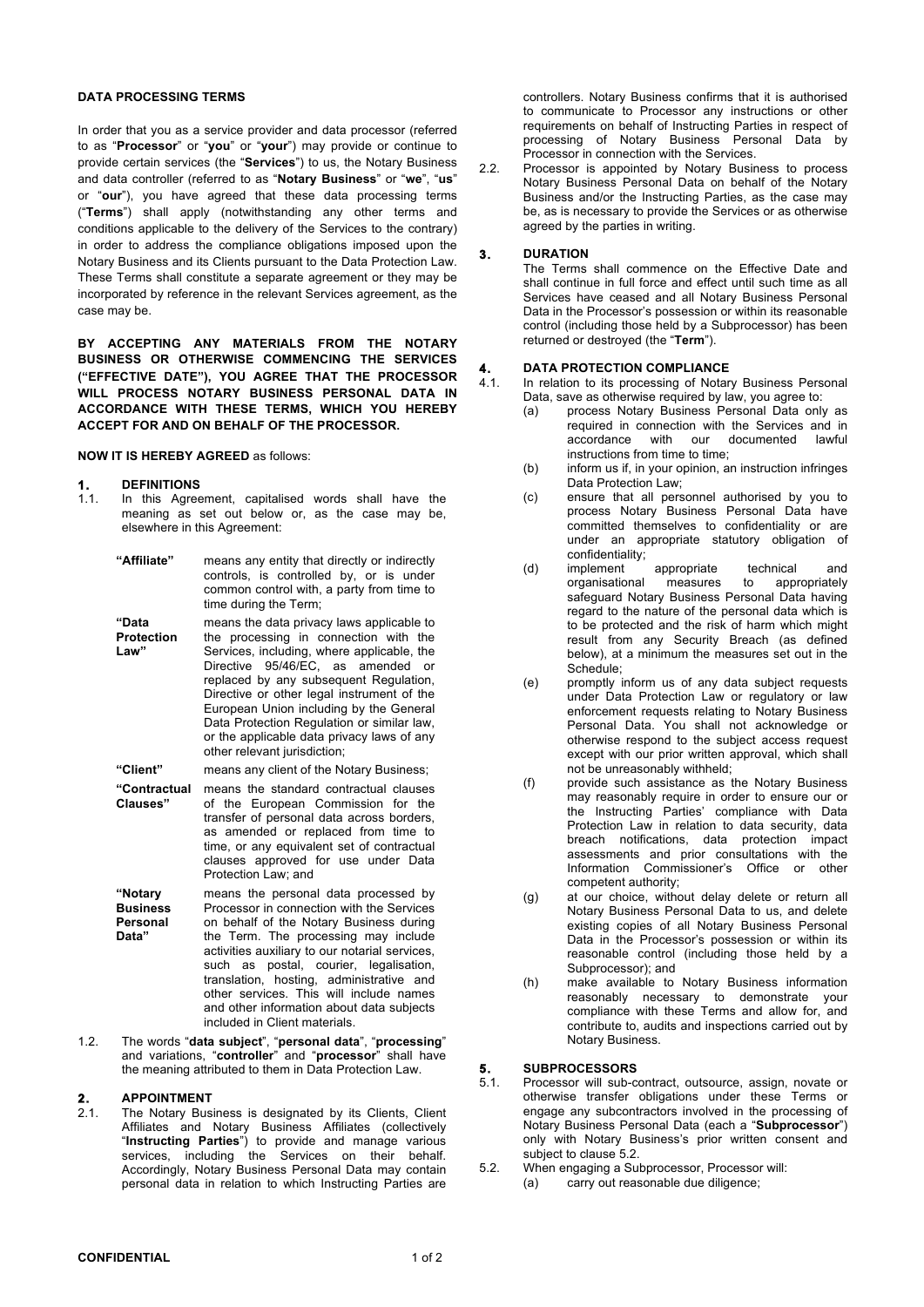# DATA PROCESSING TERMS

In order that you as a service provider and data processor (referred to as "**Processor**" or "**you**" or "**your**") may provide or continue to provide certain services (the "**Services**") to us, the Notary Business and data controller (referred to as "**Notary Business**" or "**we**", "**us**" or "**our**"), you have agreed that these data processing terms ("**Terms**") shall apply (notwithstanding any other terms and conditions applicable to the delivery of the Services to the contrary) in order to address the compliance obligations imposed upon the Notary Business and its Clients pursuant to the Data Protection Law. These Terms shall constitute a separate agreement or they may be incorporated by reference in the relevant Services agreement, as the case may be.

**BY ACCEPTING ANY MATERIALS FROM THE NOTARY BUSINESS OR OTHERWISE COMMENCING THE SERVICES ("EFFECTIVE DATE"), YOU AGREE THAT THE PROCESSOR WILL PROCESS NOTARY BUSINESS PERSONAL DATA IN ACCORDANCE WITH THESE TERMS, WHICH YOU HEREBY ACCEPT FOR AND ON BEHALF OF THE PROCESSOR.**

**NOW IT IS HEREBY AGREED** as follows:

## 1. DEFINITIONS

1.1. In this Agreement, capitalised words shall have the meaning as set out below or, as the case may be, elsewhere in this Agreement:

| | |
|---|---|
| **"Affiliate"** | means any entity that directly or indirectly controls, is controlled by, or is under common control with, a party from time to time during the Term; |
| **"Data Protection Law"** | means the data privacy laws applicable to the processing in connection with the Services, including, where applicable, the Directive 95/46/EC, as amended or replaced by any subsequent Regulation, Directive or other legal instrument of the European Union including by the General Data Protection Regulation or similar law, or the applicable data privacy laws of any other relevant jurisdiction; |
| **"Client"** | means any client of the Notary Business; |
| **"Contractual Clauses"** | means the standard contractual clauses of the European Commission for the transfer of personal data across borders, as amended or replaced from time to time, or any equivalent set of contractual clauses approved for use under Data Protection Law; and |
| **"Notary Business Personal Data"** | means the personal data processed by Processor in connection with the Services on behalf of the Notary Business during the Term. The processing may include activities auxiliary to our notarial services, such as postal, courier, legalisation, translation, hosting, administrative and other services. This will include names and other information about data subjects included in Client materials. |

1.2. The words "**data subject**", "**personal data**", "**processing**" and variations, "**controller**" and "**processor**" shall have the meaning attributed to them in Data Protection Law.

## 2. APPOINTMENT

2.1. The Notary Business is designated by its Clients, Client Affiliates and Notary Business Affiliates (collectively "**Instructing Parties**") to provide and manage various services, including the Services on their behalf. Accordingly, Notary Business Personal Data may contain personal data in relation to which Instructing Parties are controllers. Notary Business confirms that it is authorised to communicate to Processor any instructions or other requirements on behalf of Instructing Parties in respect of processing of Notary Business Personal Data by Processor in connection with the Services.

2.2. Processor is appointed by Notary Business to process Notary Business Personal Data on behalf of the Notary Business and/or the Instructing Parties, as the case may be, as is necessary to provide the Services or as otherwise agreed by the parties in writing.

## 3. DURATION

The Terms shall commence on the Effective Date and shall continue in full force and effect until such time as all Services have ceased and all Notary Business Personal Data in the Processor's possession or within its reasonable control (including those held by a Subprocessor) has been returned or destroyed (the "**Term**").

## 4. DATA PROTECTION COMPLIANCE

4.1. In relation to its processing of Notary Business Personal Data, save as otherwise required by law, you agree to:

(a) process Notary Business Personal Data only as required in connection with the Services and in accordance with our documented lawful instructions from time to time;

(b) inform us if, in your opinion, an instruction infringes Data Protection Law;

(c) ensure that all personnel authorised by you to process Notary Business Personal Data have committed themselves to confidentiality or are under an appropriate statutory obligation of confidentiality;

(d) implement appropriate technical and organisational measures to appropriately safeguard Notary Business Personal Data having regard to the nature of the personal data which is to be protected and the risk of harm which might result from any Security Breach (as defined below), at a minimum the measures set out in the Schedule;

(e) promptly inform us of any data subject requests under Data Protection Law or regulatory or law enforcement requests relating to Notary Business Personal Data. You shall not acknowledge or otherwise respond to the subject access request except with our prior written approval, which shall not be unreasonably withheld;

(f) provide such assistance as the Notary Business may reasonably require in order to ensure our or the Instructing Parties' compliance with Data Protection Law in relation to data security, data breach notifications, data protection impact assessments and prior consultations with the Information Commissioner's Office or other competent authority;

(g) at our choice, without delay delete or return all Notary Business Personal Data to us, and delete existing copies of all Notary Business Personal Data in the Processor's possession or within its reasonable control (including those held by a Subprocessor); and

(h) make available to Notary Business information reasonably necessary to demonstrate your compliance with these Terms and allow for, and contribute to, audits and inspections carried out by Notary Business.

## 5. SUBPROCESSORS

5.1. Processor will sub-contract, outsource, assign, novate or otherwise transfer obligations under these Terms or engage any subcontractors involved in the processing of Notary Business Personal Data (each a "**Subprocessor**") only with Notary Business's prior written consent and subject to clause 5.2.

5.2. When engaging a Subprocessor, Processor will:

(a) carry out reasonable due diligence;

CONFIDENTIAL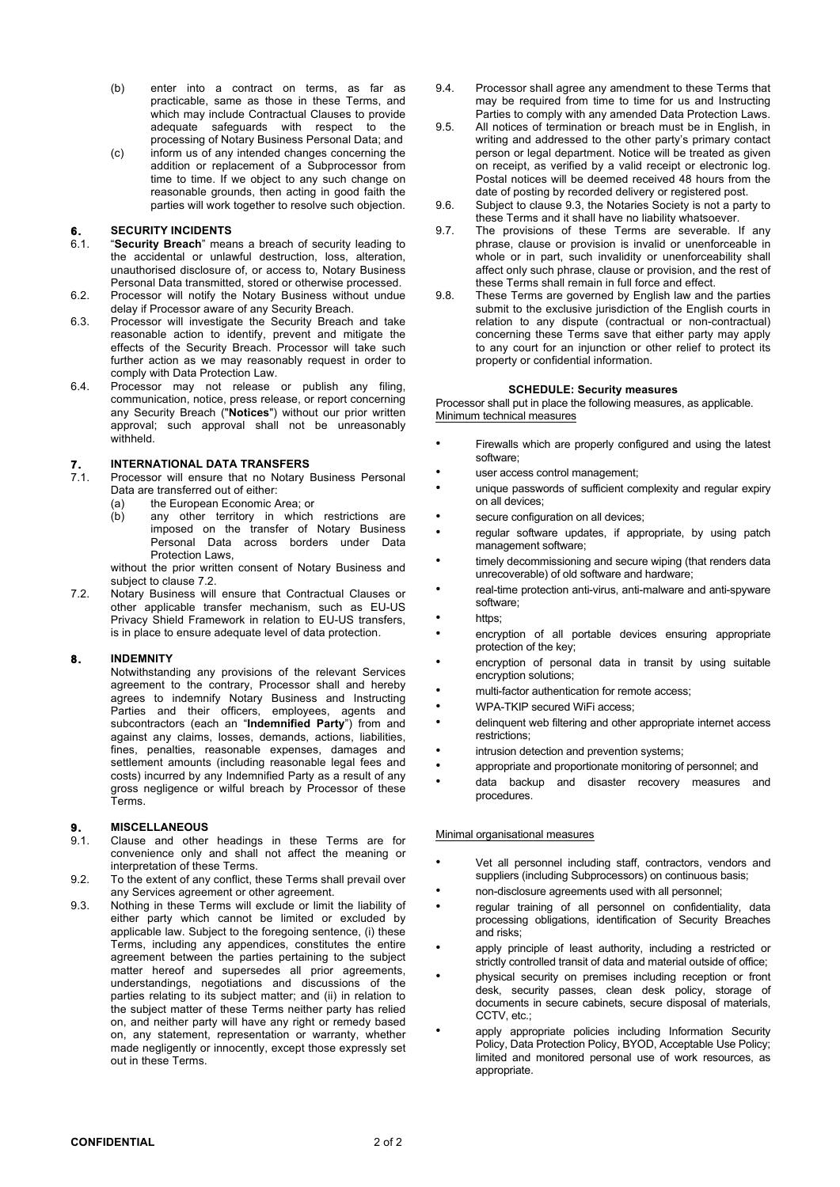(b) enter into a contract on terms, as far as practicable, same as those in these Terms, and which may include Contractual Clauses to provide adequate safeguards with respect to the processing of Notary Business Personal Data; and

(c) inform us of any intended changes concerning the addition or replacement of a Subprocessor from time to time. If we object to any such change on reasonable grounds, then acting in good faith the parties will work together to resolve such objection.

## 6. SECURITY INCIDENTS

6.1. "**Security Breach**" means a breach of security leading to the accidental or unlawful destruction, loss, alteration, unauthorised disclosure of, or access to, Notary Business Personal Data transmitted, stored or otherwise processed.

6.2. Processor will notify the Notary Business without undue delay if Processor aware of any Security Breach.

6.3. Processor will investigate the Security Breach and take reasonable action to identify, prevent and mitigate the effects of the Security Breach. Processor will take such further action as we may reasonably request in order to comply with Data Protection Law.

6.4. Processor may not release or publish any filing, communication, notice, press release, or report concerning any Security Breach ("**Notices**") without our prior written approval; such approval shall not be unreasonably withheld.

## 7. INTERNATIONAL DATA TRANSFERS

7.1. Processor will ensure that no Notary Business Personal Data are transferred out of either:

(a) the European Economic Area; or

(b) any other territory in which restrictions are imposed on the transfer of Notary Business Personal Data across borders under Data Protection Laws,

without the prior written consent of Notary Business and subject to clause 7.2.

7.2. Notary Business will ensure that Contractual Clauses or other applicable transfer mechanism, such as EU-US Privacy Shield Framework in relation to EU-US transfers, is in place to ensure adequate level of data protection.

## 8. INDEMNITY

Notwithstanding any provisions of the relevant Services agreement to the contrary, Processor shall and hereby agrees to indemnify Notary Business and Instructing Parties and their officers, employees, agents and subcontractors (each an "**Indemnified Party**") from and against any claims, losses, demands, actions, liabilities, fines, penalties, reasonable expenses, damages and settlement amounts (including reasonable legal fees and costs) incurred by any Indemnified Party as a result of any gross negligence or wilful breach by Processor of these Terms.

## 9. MISCELLANEOUS

9.1. Clause and other headings in these Terms are for convenience only and shall not affect the meaning or interpretation of these Terms.

9.2. To the extent of any conflict, these Terms shall prevail over any Services agreement or other agreement.

9.3. Nothing in these Terms will exclude or limit the liability of either party which cannot be limited or excluded by applicable law. Subject to the foregoing sentence, (i) these Terms, including any appendices, constitutes the entire agreement between the parties pertaining to the subject matter hereof and supersedes all prior agreements, understandings, negotiations and discussions of the parties relating to its subject matter; and (ii) in relation to the subject matter of these Terms neither party has relied on, and neither party will have any right or remedy based on, any statement, representation or warranty, whether made negligently or innocently, except those expressly set out in these Terms.

9.4. Processor shall agree any amendment to these Terms that may be required from time to time for us and Instructing Parties to comply with any amended Data Protection Laws.

9.5. All notices of termination or breach must be in English, in writing and addressed to the other party's primary contact person or legal department. Notice will be treated as given on receipt, as verified by a valid receipt or electronic log. Postal notices will be deemed received 48 hours from the date of posting by recorded delivery or registered post.

9.6. Subject to clause 9.3, the Notaries Society is not a party to these Terms and it shall have no liability whatsoever.

9.7. The provisions of these Terms are severable. If any phrase, clause or provision is invalid or unenforceable in whole or in part, such invalidity or unenforceability shall affect only such phrase, clause or provision, and the rest of these Terms shall remain in full force and effect.

9.8. These Terms are governed by English law and the parties submit to the exclusive jurisdiction of the English courts in relation to any dispute (contractual or non-contractual) concerning these Terms save that either party may apply to any court for an injunction or other relief to protect its property or confidential information.

## SCHEDULE: Security measures

Processor shall put in place the following measures, as applicable.

Minimum technical measures

- Firewalls which are properly configured and using the latest software;
- user access control management;
- unique passwords of sufficient complexity and regular expiry on all devices;
- secure configuration on all devices;
- regular software updates, if appropriate, by using patch management software;
- timely decommissioning and secure wiping (that renders data unrecoverable) of old software and hardware;
- real-time protection anti-virus, anti-malware and anti-spyware software;
- https;
- encryption of all portable devices ensuring appropriate protection of the key;
- encryption of personal data in transit by using suitable encryption solutions;
- multi-factor authentication for remote access;
- WPA-TKIP secured WiFi access;
- delinquent web filtering and other appropriate internet access restrictions;
- intrusion detection and prevention systems;
- appropriate and proportionate monitoring of personnel; and
- data backup and disaster recovery measures and procedures.

Minimal organisational measures

- Vet all personnel including staff, contractors, vendors and suppliers (including Subprocessors) on continuous basis;
- non-disclosure agreements used with all personnel;
- regular training of all personnel on confidentiality, data processing obligations, identification of Security Breaches and risks;
- apply principle of least authority, including a restricted or strictly controlled transit of data and material outside of office;
- physical security on premises including reception or front desk, security passes, clean desk policy, storage of documents in secure cabinets, secure disposal of materials, CCTV, etc.;
- apply appropriate policies including Information Security Policy, Data Protection Policy, BYOD, Acceptable Use Policy; limited and monitored personal use of work resources, as appropriate.

CONFIDENTIAL